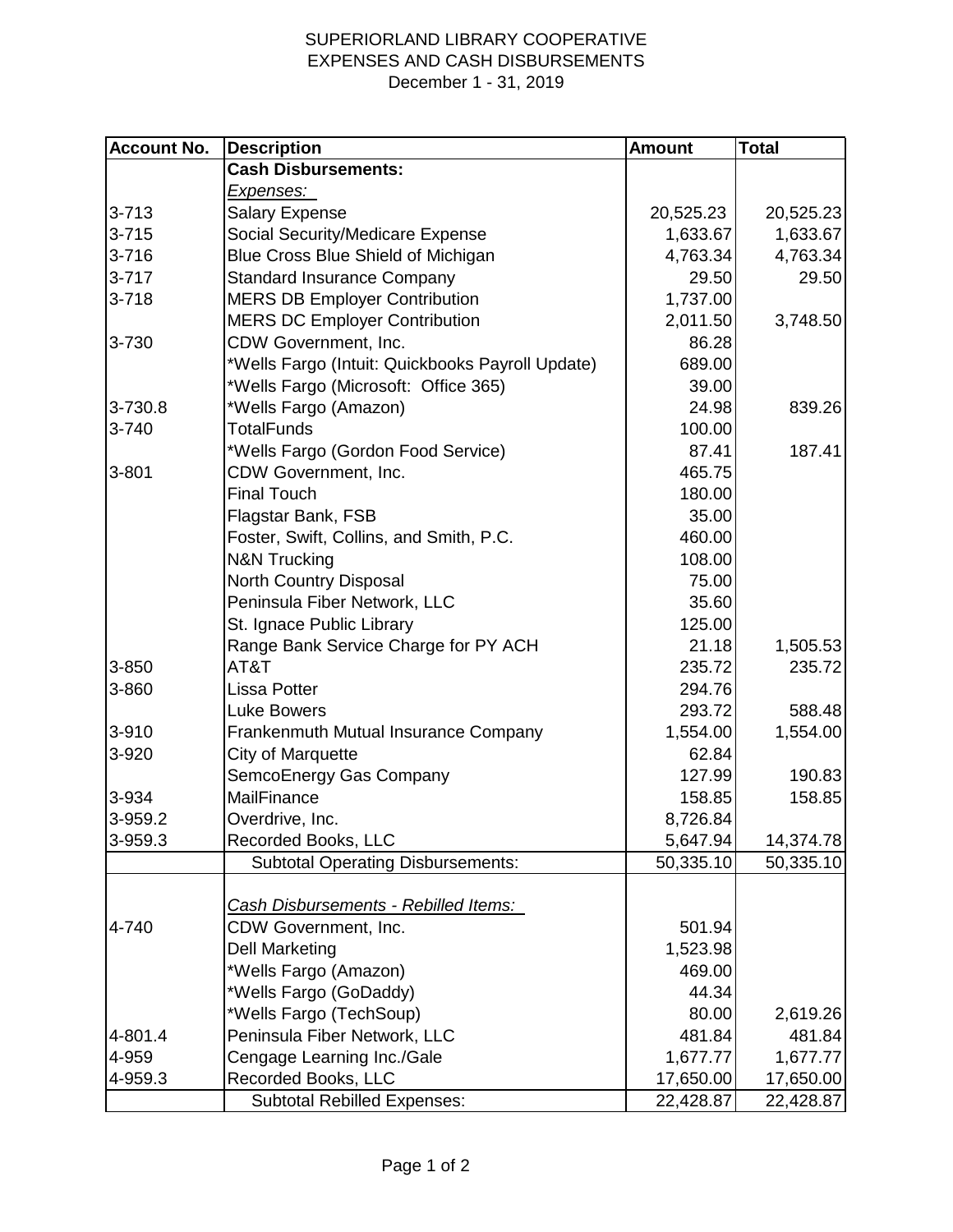# SUPERIORLAND LIBRARY COOPERATIVE
## EXPENSES AND CASH DISBURSEMENTS
### December 1 - 31, 2019

| Account No. | Description | Amount | Total |
|---|---|---|---|
| | **Cash Disbursements:** | | |
| | *Expenses:* | | |
| 3-713 | Salary Expense | 20,525.23 | 20,525.23 |
| 3-715 | Social Security/Medicare Expense | 1,633.67 | 1,633.67 |
| 3-716 | Blue Cross Blue Shield of Michigan | 4,763.34 | 4,763.34 |
| 3-717 | Standard Insurance Company | 29.50 | 29.50 |
| 3-718 | MERS DB Employer Contribution | 1,737.00 | |
| | MERS DC Employer Contribution | 2,011.50 | 3,748.50 |
| 3-730 | CDW Government, Inc. | 86.28 | |
| | *Wells Fargo (Intuit: Quickbooks Payroll Update) | 689.00 | |
| | *Wells Fargo (Microsoft: Office 365) | 39.00 | |
| 3-730.8 | *Wells Fargo (Amazon) | 24.98 | 839.26 |
| 3-740 | TotalFunds | 100.00 | |
| | *Wells Fargo (Gordon Food Service) | 87.41 | 187.41 |
| 3-801 | CDW Government, Inc. | 465.75 | |
| | Final Touch | 180.00 | |
| | Flagstar Bank, FSB | 35.00 | |
| | Foster, Swift, Collins, and Smith, P.C. | 460.00 | |
| | N&N Trucking | 108.00 | |
| | North Country Disposal | 75.00 | |
| | Peninsula Fiber Network, LLC | 35.60 | |
| | St. Ignace Public Library | 125.00 | |
| | Range Bank Service Charge for PY ACH | 21.18 | 1,505.53 |
| 3-850 | AT&T | 235.72 | 235.72 |
| 3-860 | Lissa Potter | 294.76 | |
| | Luke Bowers | 293.72 | 588.48 |
| 3-910 | Frankenmuth Mutual Insurance Company | 1,554.00 | 1,554.00 |
| 3-920 | City of Marquette | 62.84 | |
| | SemcoEnergy Gas Company | 127.99 | 190.83 |
| 3-934 | MailFinance | 158.85 | 158.85 |
| 3-959.2 | Overdrive, Inc. | 8,726.84 | |
| 3-959.3 | Recorded Books, LLC | 5,647.94 | 14,374.78 |
| | Subtotal Operating Disbursements: | 50,335.10 | 50,335.10 |
| | | | |
| | *Cash Disbursements - Rebilled Items:* | | |
| 4-740 | CDW Government, Inc. | 501.94 | |
| | Dell Marketing | 1,523.98 | |
| | *Wells Fargo (Amazon) | 469.00 | |
| | *Wells Fargo (GoDaddy) | 44.34 | |
| | *Wells Fargo (TechSoup) | 80.00 | 2,619.26 |
| 4-801.4 | Peninsula Fiber Network, LLC | 481.84 | 481.84 |
| 4-959 | Cengage Learning Inc./Gale | 1,677.77 | 1,677.77 |
| 4-959.3 | Recorded Books, LLC | 17,650.00 | 17,650.00 |
| | Subtotal Rebilled Expenses: | 22,428.87 | 22,428.87 |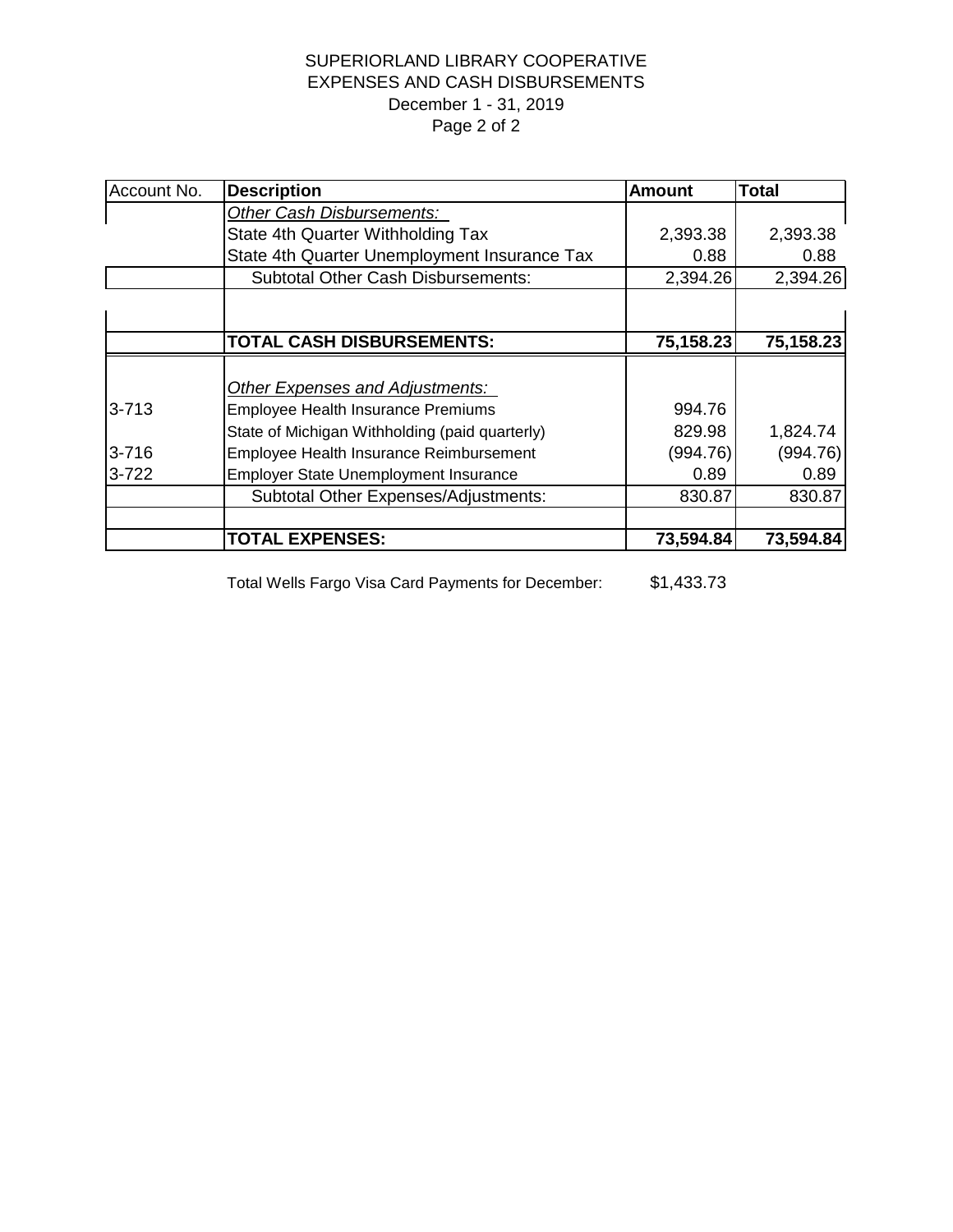# SUPERIORLAND LIBRARY COOPERATIVE
## EXPENSES AND CASH DISBURSEMENTS
### December 1 - 31, 2019

| Account No. | Description | Amount | Total |
|---|---|---|---|
| | *Other Cash Disbursements:* | | |
| | State 4th Quarter Withholding Tax | 2,393.38 | 2,393.38 |
| | State 4th Quarter Unemployment Insurance Tax | 0.88 | 0.88 |
| | Subtotal Other Cash Disbursements: | 2,394.26 | 2,394.26 |
| | | | |
| | **TOTAL CASH DISBURSEMENTS:** | **75,158.23** | **75,158.23** |
| | | | |
| | *Other Expenses and Adjustments:* | | |
| 3-713 | Employee Health Insurance Premiums | 994.76 | |
| | State of Michigan Withholding (paid quarterly) | 829.98 | 1,824.74 |
| 3-716 | Employee Health Insurance Reimbursement | (994.76) | (994.76) |
| 3-722 | Employer State Unemployment Insurance | 0.89 | 0.89 |
| | Subtotal Other Expenses/Adjustments: | 830.87 | 830.87 |
| | | | |
| | **TOTAL EXPENSES:** | **73,594.84** | **73,594.84** |

Total Wells Fargo Visa Card Payments for December: $1,433.73